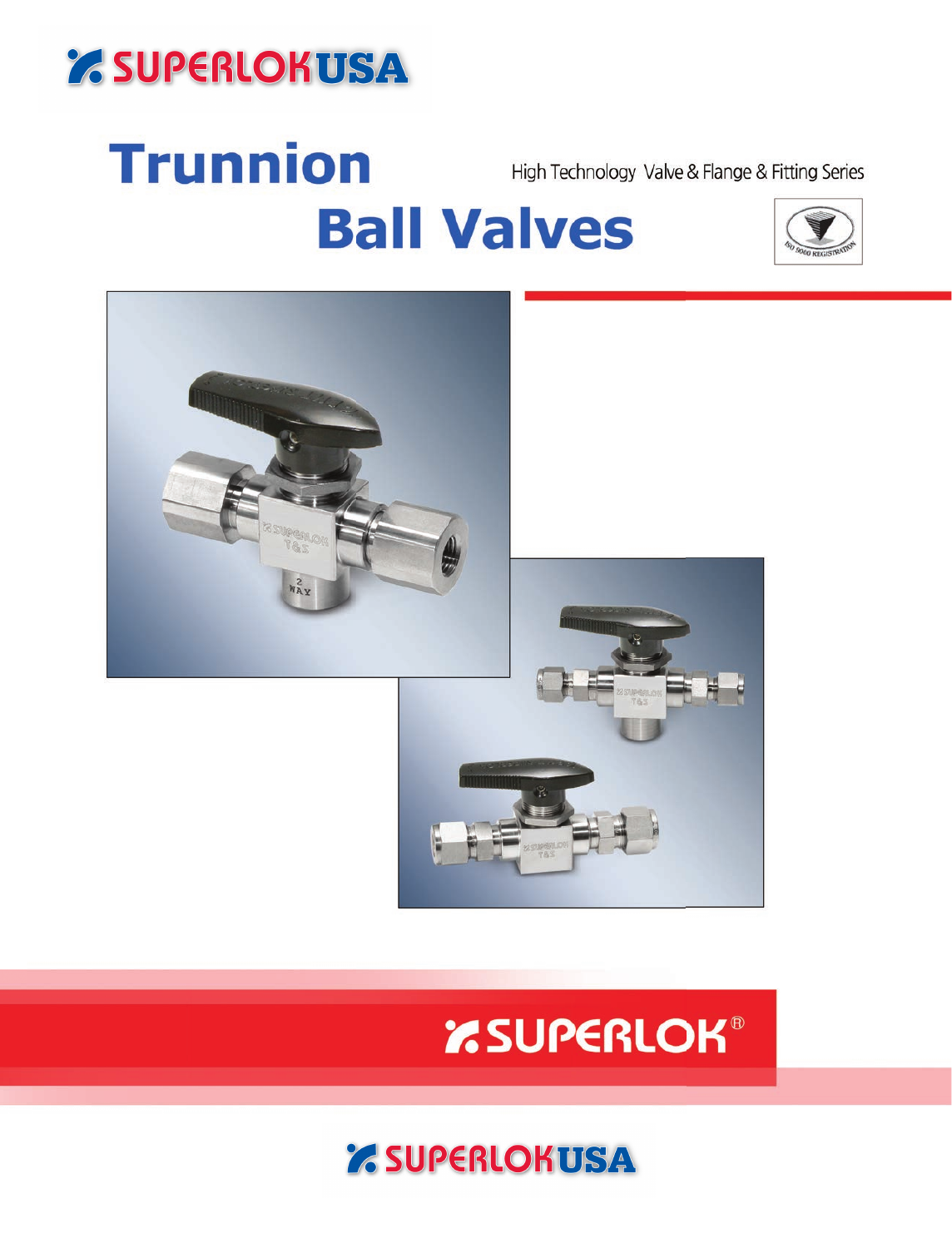SUPERLOK USA

# Trunnion Ball Valves

High Technology Valve & Flange & Fitting Series

SUPERLOK®

SUPERLOK USA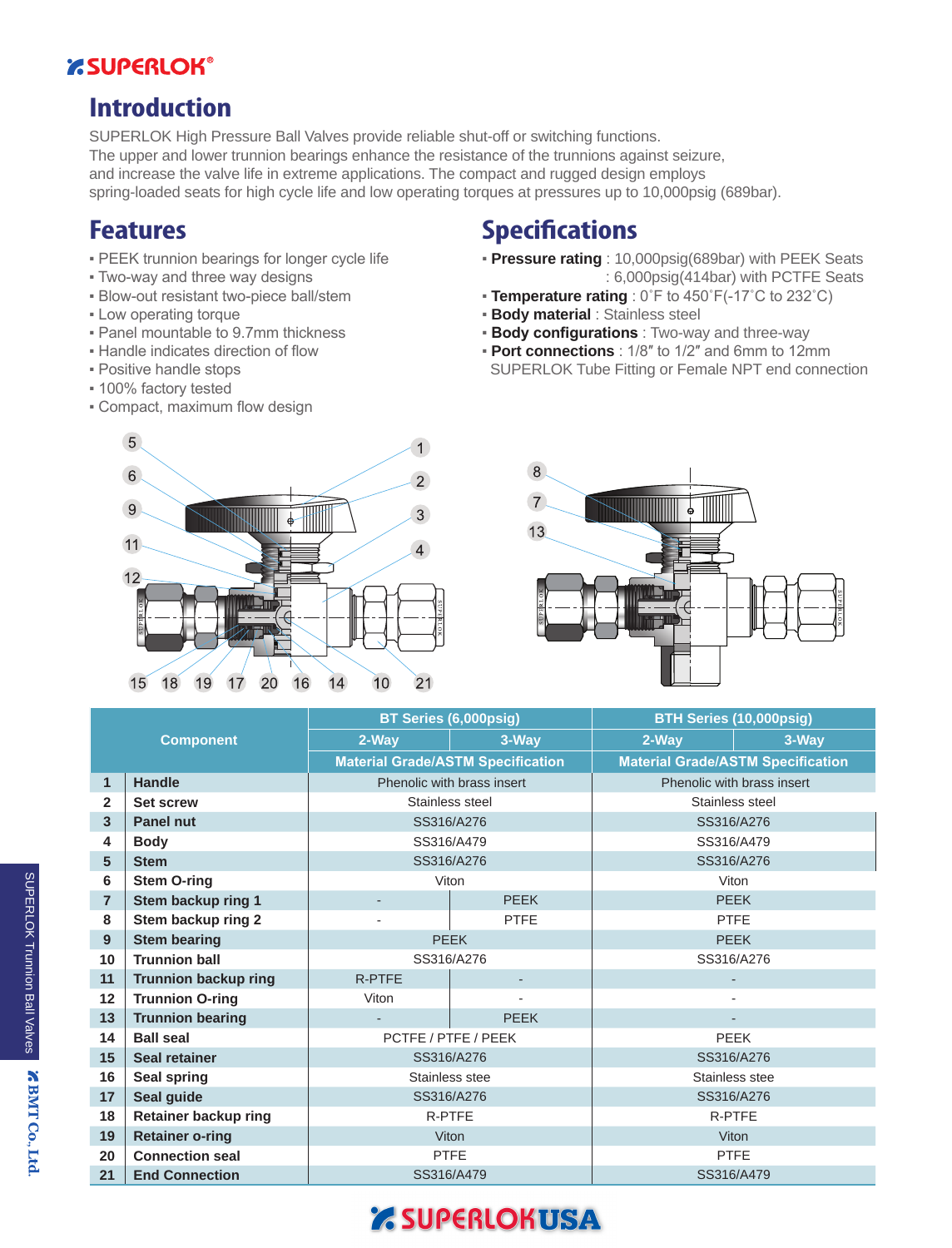# Introduction

SUPERLOK High Pressure Ball Valves provide reliable shut-off or switching functions.
The upper and lower trunnion bearings enhance the resistance of the trunnions against seizure, and increase the valve life in extreme applications. The compact and rugged design employs spring-loaded seats for high cycle life and low operating torques at pressures up to 10,000psig (689bar).

## Features

- PEEK trunnion bearings for longer cycle life
- Two-way and three way designs
- Blow-out resistant two-piece ball/stem
- Low operating torque
- Panel mountable to 9.7mm thickness
- Handle indicates direction of flow
- Positive handle stops
- 100% factory tested
- Compact, maximum flow design

## Specifications

- **Pressure rating** : 10,000psig(689bar) with PEEK Seats
  : 6,000psig(414bar) with PCTFE Seats
- **Temperature rating** : 0˚F to 450˚F(-17˚C to 232˚C)
- **Body material** : Stainless steel
- **Body configurations** : Two-way and three-way
- **Port connections** : 1/8″ to 1/2″ and 6mm to 12mm
  SUPERLOK Tube Fitting or Female NPT end connection

| | Component | BT Series (6,000psig) | | BTH Series (10,000psig) | |
|---|---|---|---|---|---|
| | | 2-Way | 3-Way | 2-Way | 3-Way |
| | | Material Grade/ASTM Specification | | Material Grade/ASTM Specification | |
| 1 | Handle | Phenolic with brass insert | | Phenolic with brass insert | |
| 2 | Set screw | Stainless steel | | Stainless steel | |
| 3 | Panel nut | SS316/A276 | | SS316/A276 | |
| 4 | Body | SS316/A479 | | SS316/A479 | |
| 5 | Stem | SS316/A276 | | SS316/A276 | |
| 6 | Stem O-ring | Viton | | Viton | |
| 7 | Stem backup ring 1 | - | PEEK | PEEK | |
| 8 | Stem backup ring 2 | - | PTFE | PTFE | |
| 9 | Stem bearing | PEEK | | PEEK | |
| 10 | Trunnion ball | SS316/A276 | | SS316/A276 | |
| 11 | Trunnion backup ring | R-PTFE | - | - | |
| 12 | Trunnion O-ring | Viton | - | - | |
| 13 | Trunnion bearing | - | PEEK | - | |
| 14 | Ball seal | PCTFE / PTFE / PEEK | | PEEK | |
| 15 | Seal retainer | SS316/A276 | | SS316/A276 | |
| 16 | Seal spring | Stainless stee | | Stainless stee | |
| 17 | Seal guide | SS316/A276 | | SS316/A276 | |
| 18 | Retainer backup ring | R-PTFE | | R-PTFE | |
| 19 | Retainer o-ring | Viton | | Viton | |
| 20 | Connection seal | PTFE | | PTFE | |
| 21 | End Connection | SS316/A479 | | SS316/A479 | |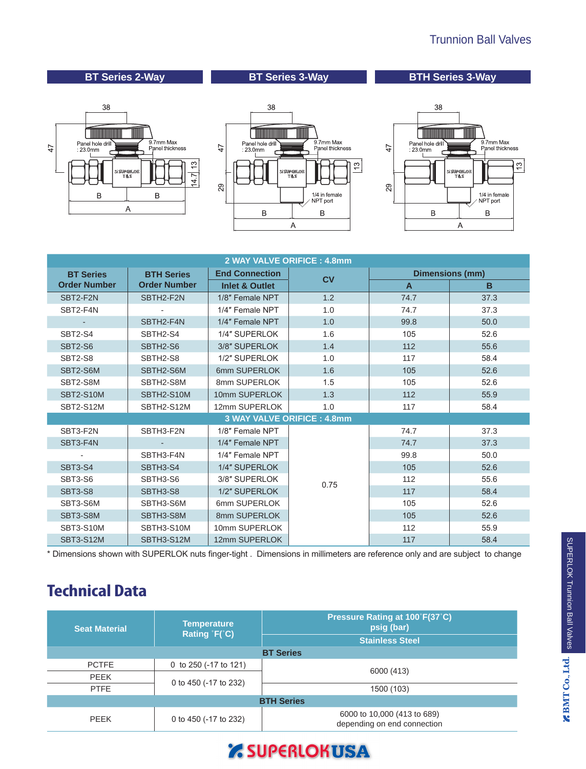## BT Series 2-Way

## BT Series 3-Way

## BTH Series 3-Way

38

Panel hole drill : 23.0mm

9.7mm Max Panel thickness

47

13

14.7

29

1/4 in female NPT port

B B

A

| BT Series Order Number | BTH Series Order Number | End Connection | CV | Dimensions (mm) | |
|---|---|---|---|---|---|
| | | Inlet & Outlet | | A | B |
| **2 WAY VALVE ORIFICE : 4.8mm** | | | | | |
| SBT2-F2N | SBTH2-F2N | 1/8″ Female NPT | 1.2 | 74.7 | 37.3 |
| SBT2-F4N | - | 1/4″ Female NPT | 1.0 | 74.7 | 37.3 |
| - | SBTH2-F4N | 1/4″ Female NPT | 1.0 | 99.8 | 50.0 |
| SBT2-S4 | SBTH2-S4 | 1/4″ SUPERLOK | 1.6 | 105 | 52.6 |
| SBT2-S6 | SBTH2-S6 | 3/8″ SUPERLOK | 1.4 | 112 | 55.6 |
| SBT2-S8 | SBTH2-S8 | 1/2″ SUPERLOK | 1.0 | 117 | 58.4 |
| SBT2-S6M | SBTH2-S6M | 6mm SUPERLOK | 1.6 | 105 | 52.6 |
| SBT2-S8M | SBTH2-S8M | 8mm SUPERLOK | 1.5 | 105 | 52.6 |
| SBT2-S10M | SBTH2-S10M | 10mm SUPERLOK | 1.3 | 112 | 55.9 |
| SBT2-S12M | SBTH2-S12M | 12mm SUPERLOK | 1.0 | 117 | 58.4 |
| **3 WAY VALVE ORIFICE : 4.8mm** | | | | | |
| SBT3-F2N | SBTH3-F2N | 1/8″ Female NPT | 0.75 | 74.7 | 37.3 |
| SBT3-F4N | - | 1/4″ Female NPT | 0.75 | 74.7 | 37.3 |
| - | SBTH3-F4N | 1/4″ Female NPT | 0.75 | 99.8 | 50.0 |
| SBT3-S4 | SBTH3-S4 | 1/4″ SUPERLOK | 0.75 | 105 | 52.6 |
| SBT3-S6 | SBTH3-S6 | 3/8″ SUPERLOK | 0.75 | 112 | 55.6 |
| SBT3-S8 | SBTH3-S8 | 1/2″ SUPERLOK | 0.75 | 117 | 58.4 |
| SBT3-S6M | SBTH3-S6M | 6mm SUPERLOK | 0.75 | 105 | 52.6 |
| SBT3-S8M | SBTH3-S8M | 8mm SUPERLOK | 0.75 | 105 | 52.6 |
| SBT3-S10M | SBTH3-S10M | 10mm SUPERLOK | 0.75 | 112 | 55.9 |
| SBT3-S12M | SBTH3-S12M | 12mm SUPERLOK | 0.75 | 117 | 58.4 |

\* Dimensions shown with SUPERLOK nuts finger-tight . Dimensions in millimeters are reference only and are subject to change

# Technical Data

| Seat Material | Temperature Rating ˚F(˚C) | Pressure Rating at 100˚F(37˚C) psig (bar) |
|---|---|---|
| | | Stainless Steel |
| **BT Series** | | |
| PCTFE | 0 to 250 (-17 to 121) | 6000 (413) |
| PEEK | 0 to 450 (-17 to 232) | 6000 (413) |
| PTFE | 0 to 450 (-17 to 232) | 1500 (103) |
| **BTH Series** | | |
| PEEK | 0 to 450 (-17 to 232) | 6000 to 10,000 (413 to 689) depending on end connection |

SUPERLOK USA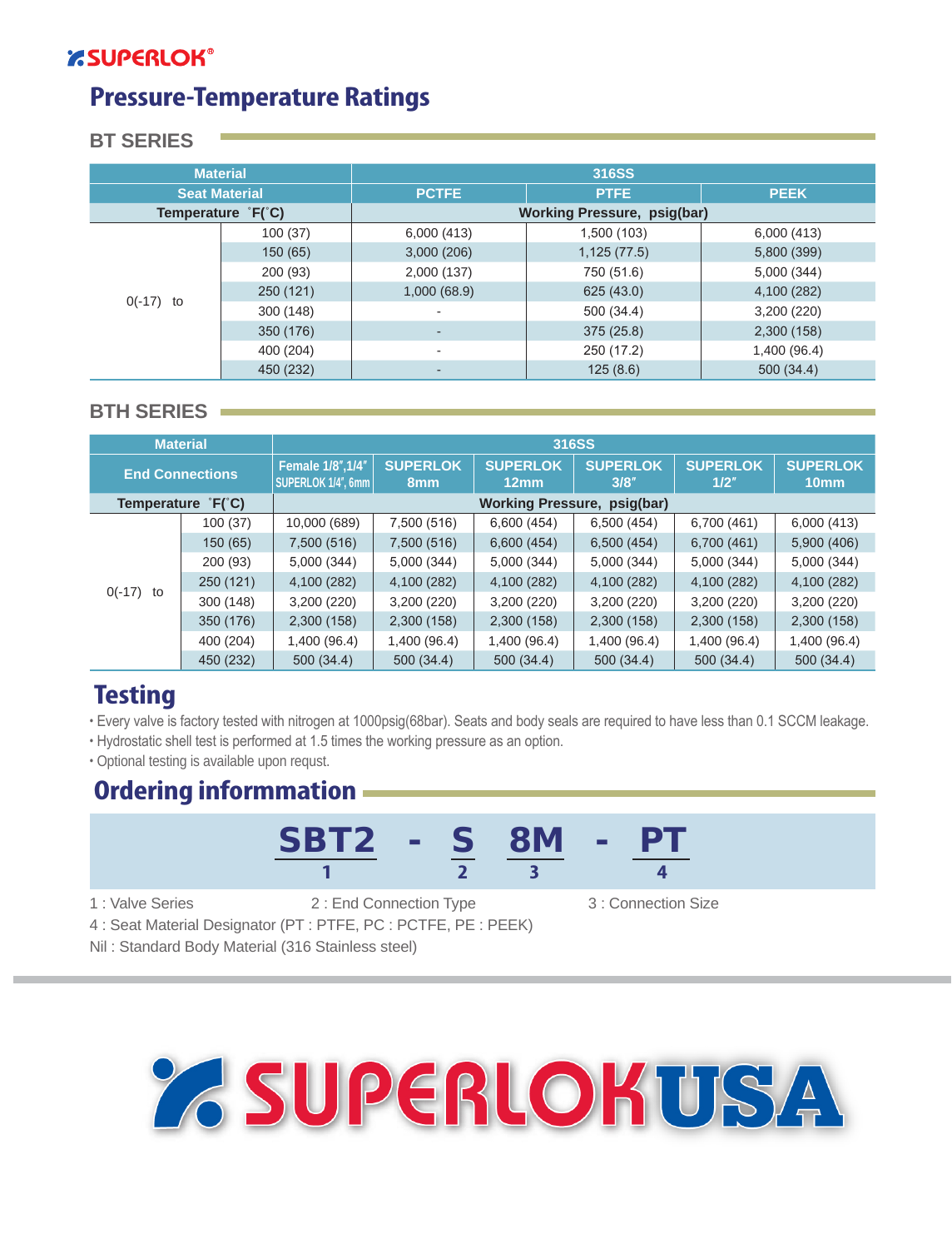SUPERLOK®

# Pressure-Temperature Ratings

## BT SERIES

| Material | | 316SS | | |
|---|---|---|---|---|
| Seat Material | | PCTFE | PTFE | PEEK |
| Temperature ˚F(˚C) | | Working Pressure, psig(bar) | | |
| 0(-17) to | 100 (37) | 6,000 (413) | 1,500 (103) | 6,000 (413) |
| | 150 (65) | 3,000 (206) | 1,125 (77.5) | 5,800 (399) |
| | 200 (93) | 2,000 (137) | 750 (51.6) | 5,000 (344) |
| | 250 (121) | 1,000 (68.9) | 625 (43.0) | 4,100 (282) |
| | 300 (148) | - | 500 (34.4) | 3,200 (220) |
| | 350 (176) | - | 375 (25.8) | 2,300 (158) |
| | 400 (204) | - | 250 (17.2) | 1,400 (96.4) |
| | 450 (232) | - | 125 (8.6) | 500 (34.4) |

## BTH SERIES

| Material | | 316SS | | | | | |
|---|---|---|---|---|---|---|---|
| End Connections | | Female 1/8",1/4" SUPERLOK 1/4", 6mm | SUPERLOK 8mm | SUPERLOK 12mm | SUPERLOK 3/8" | SUPERLOK 1/2" | SUPERLOK 10mm |
| Temperature ˚F(˚C) | | Working Pressure, psig(bar) | | | | | |
| 0(-17) to | 100 (37) | 10,000 (689) | 7,500 (516) | 6,600 (454) | 6,500 (454) | 6,700 (461) | 6,000 (413) |
| | 150 (65) | 7,500 (516) | 7,500 (516) | 6,600 (454) | 6,500 (454) | 6,700 (461) | 5,900 (406) |
| | 200 (93) | 5,000 (344) | 5,000 (344) | 5,000 (344) | 5,000 (344) | 5,000 (344) | 5,000 (344) |
| | 250 (121) | 4,100 (282) | 4,100 (282) | 4,100 (282) | 4,100 (282) | 4,100 (282) | 4,100 (282) |
| | 300 (148) | 3,200 (220) | 3,200 (220) | 3,200 (220) | 3,200 (220) | 3,200 (220) | 3,200 (220) |
| | 350 (176) | 2,300 (158) | 2,300 (158) | 2,300 (158) | 2,300 (158) | 2,300 (158) | 2,300 (158) |
| | 400 (204) | 1,400 (96.4) | 1,400 (96.4) | 1,400 (96.4) | 1,400 (96.4) | 1,400 (96.4) | 1,400 (96.4) |
| | 450 (232) | 500 (34.4) | 500 (34.4) | 500 (34.4) | 500 (34.4) | 500 (34.4) | 500 (34.4) |

# Testing

- Every valve is factory tested with nitrogen at 1000psig(68bar). Seats and body seals are required to have less than 0.1 SCCM leakage.
- Hydrostatic shell test is performed at 1.5 times the working pressure as an option.
- Optional testing is available upon requst.

# Ordering informmation

**SBT2** - **S** **8M** - **PT**

1 2 3 4

1 : Valve Series
2 : End Connection Type
3 : Connection Size
4 : Seat Material Designator (PT : PTFE, PC : PCTFE, PE : PEEK)
Nil : Standard Body Material (316 Stainless steel)

SUPERLOK USA